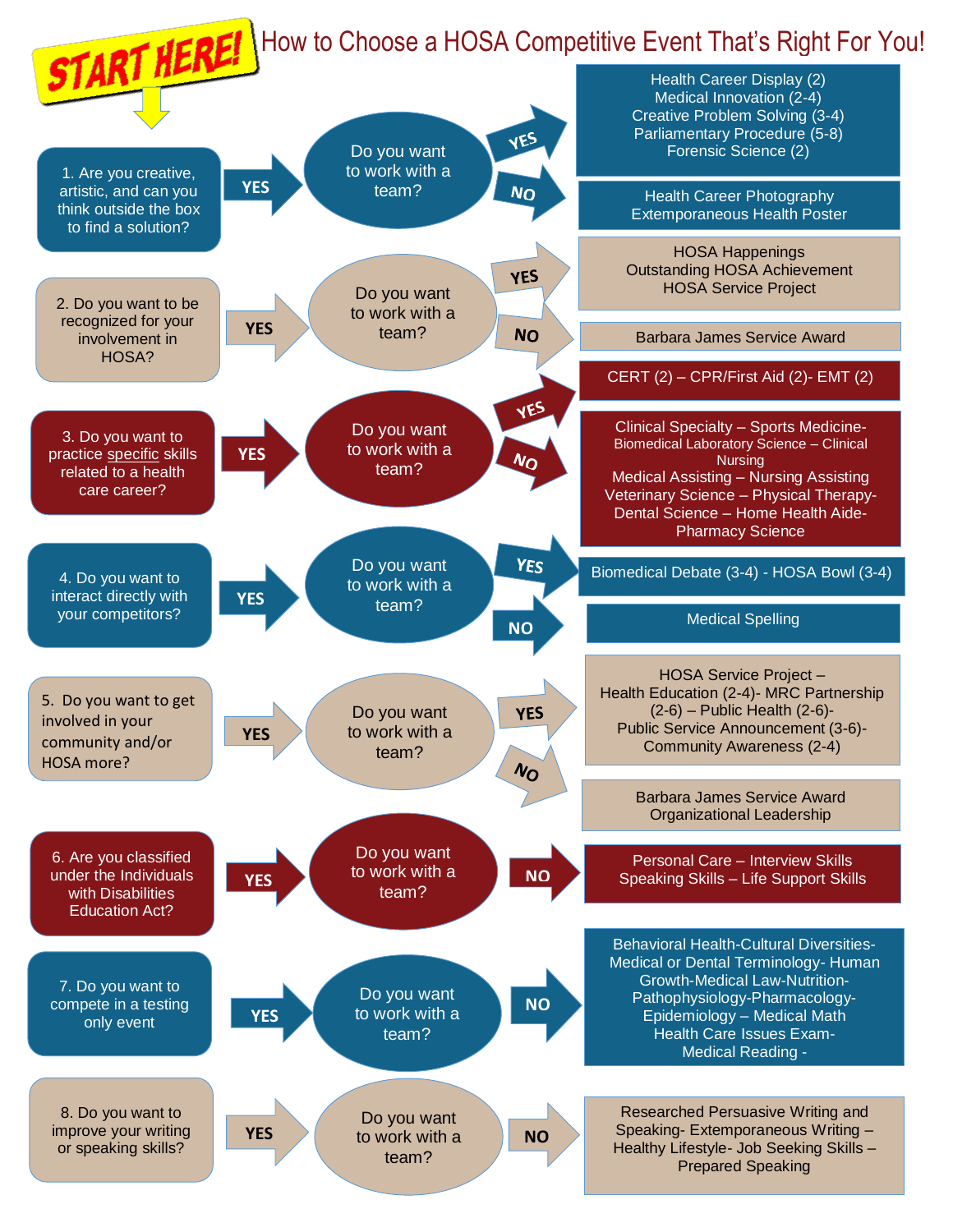**START HERE!**

# How to Choose a HOSA Competitive Event That's Right For You!

**1. Are you creative, artistic, and can you think outside the box to find a solution?**

YES → Do you want to work with a team?

- **YES:** Health Career Display (2), Medical Innovation (2-4), Creative Problem Solving (3-4), Parliamentary Procedure (5-8), Forensic Science (2)
- **NO:** Health Career Photography, Extemporaneous Health Poster

**2. Do you want to be recognized for your involvement in HOSA?**

YES → Do you want to work with a team?

- **YES:** HOSA Happenings, Outstanding HOSA Achievement, HOSA Service Project
- **NO:** Barbara James Service Award

**3. Do you want to practice specific skills related to a health care career?**

YES → Do you want to work with a team?

- **YES:** CERT (2) – CPR/First Aid (2)- EMT (2)
- **NO:** Clinical Specialty – Sports Medicine- Biomedical Laboratory Science – Clinical Nursing, Medical Assisting – Nursing Assisting, Veterinary Science – Physical Therapy- Dental Science – Home Health Aide- Pharmacy Science

**4. Do you want to interact directly with your competitors?**

YES → Do you want to work with a team?

- **YES:** Biomedical Debate (3-4) - HOSA Bowl (3-4)
- **NO:** Medical Spelling

**5. Do you want to get involved in your community and/or HOSA more?**

YES → Do you want to work with a team?

- **YES:** HOSA Service Project – Health Education (2-4)- MRC Partnership (2-6) – Public Health (2-6)- Public Service Announcement (3-6)- Community Awareness (2-4)
- **NO:** Barbara James Service Award, Organizational Leadership

**6. Are you classified under the Individuals with Disabilities Education Act?**

YES → Do you want to work with a team?

- **NO:** Personal Care – Interview Skills, Speaking Skills – Life Support Skills

**7. Do you want to compete in a testing only event**

YES → Do you want to work with a team?

- **NO:** Behavioral Health-Cultural Diversities- Medical or Dental Terminology- Human Growth-Medical Law-Nutrition- Pathophysiology-Pharmacology- Epidemiology – Medical Math, Health Care Issues Exam- Medical Reading -

**8. Do you want to improve your writing or speaking skills?**

YES → Do you want to work with a team?

- **NO:** Researched Persuasive Writing and Speaking- Extemporaneous Writing – Healthy Lifestyle- Job Seeking Skills – Prepared Speaking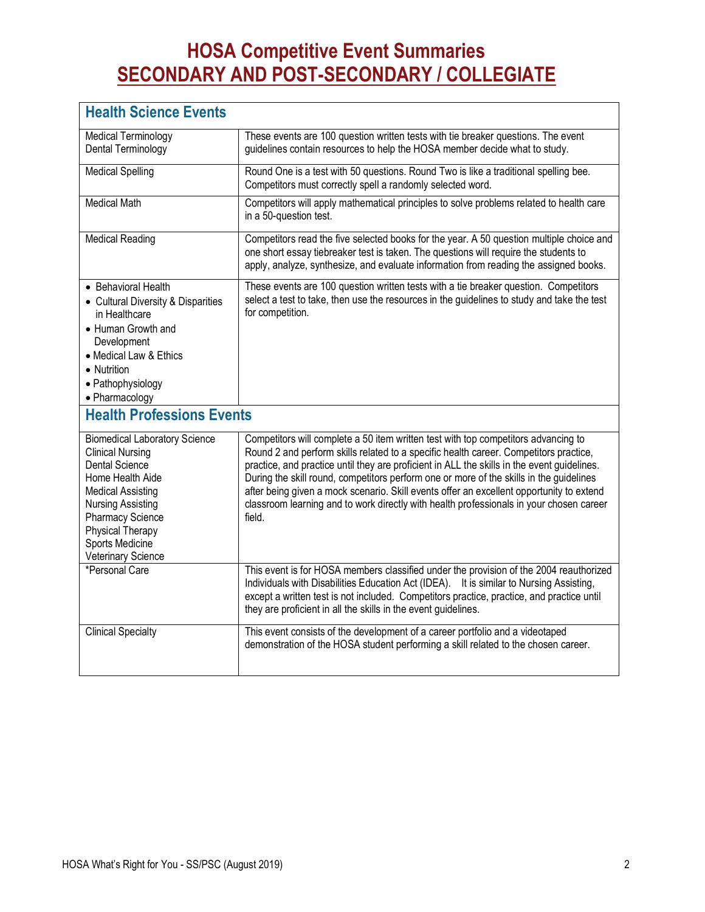# HOSA Competitive Event Summaries
## SECONDARY AND POST-SECONDARY / COLLEGIATE

| **Health Science Events** | |
|---|---|
| Medical Terminology<br>Dental Terminology | These events are 100 question written tests with tie breaker questions. The event guidelines contain resources to help the HOSA member decide what to study. |
| Medical Spelling | Round One is a test with 50 questions. Round Two is like a traditional spelling bee. Competitors must correctly spell a randomly selected word. |
| Medical Math | Competitors will apply mathematical principles to solve problems related to health care in a 50-question test. |
| Medical Reading | Competitors read the five selected books for the year. A 50 question multiple choice and one short essay tiebreaker test is taken. The questions will require the students to apply, analyze, synthesize, and evaluate information from reading the assigned books. |
| • Behavioral Health<br>• Cultural Diversity & Disparities in Healthcare<br>• Human Growth and Development<br>• Medical Law & Ethics<br>• Nutrition<br>• Pathophysiology<br>• Pharmacology | These events are 100 question written tests with a tie breaker question. Competitors select a test to take, then use the resources in the guidelines to study and take the test for competition. |
| **Health Professions Events** | |
| Biomedical Laboratory Science<br>Clinical Nursing<br>Dental Science<br>Home Health Aide<br>Medical Assisting<br>Nursing Assisting<br>Pharmacy Science<br>Physical Therapy<br>Sports Medicine<br>Veterinary Science | Competitors will complete a 50 item written test with top competitors advancing to Round 2 and perform skills related to a specific health career. Competitors practice, practice, and practice until they are proficient in ALL the skills in the event guidelines. During the skill round, competitors perform one or more of the skills in the guidelines after being given a mock scenario. Skill events offer an excellent opportunity to extend classroom learning and to work directly with health professionals in your chosen career field. |
| *Personal Care | This event is for HOSA members classified under the provision of the 2004 reauthorized Individuals with Disabilities Education Act (IDEA). It is similar to Nursing Assisting, except a written test is not included. Competitors practice, practice, and practice until they are proficient in all the skills in the event guidelines. |
| Clinical Specialty | This event consists of the development of a career portfolio and a videotaped demonstration of the HOSA student performing a skill related to the chosen career. |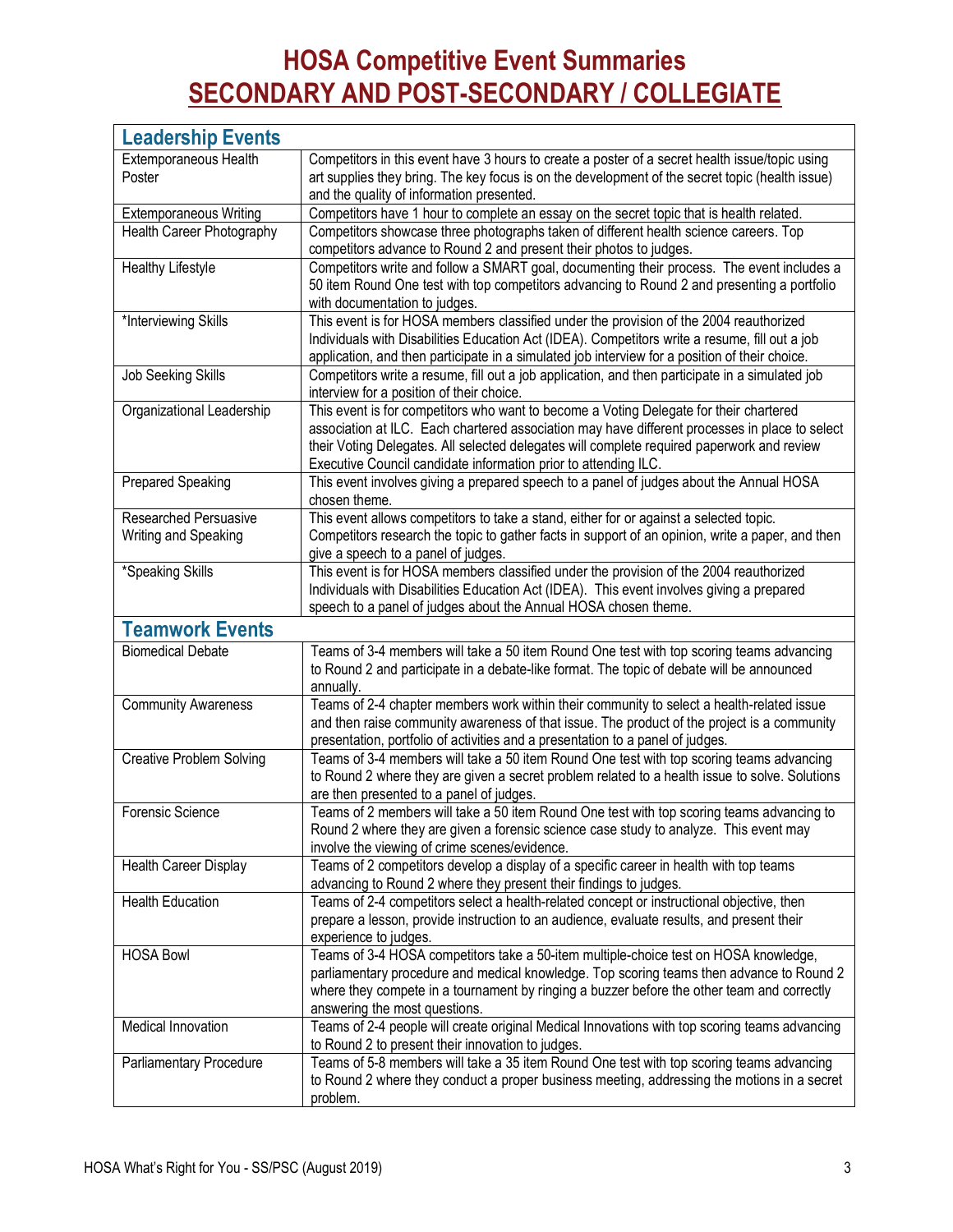# HOSA Competitive Event Summaries
# SECONDARY AND POST-SECONDARY / COLLEGIATE

| Leadership Events | |
|---|---|
| Extemporaneous Health Poster | Competitors in this event have 3 hours to create a poster of a secret health issue/topic using art supplies they bring. The key focus is on the development of the secret topic (health issue) and the quality of information presented. |
| Extemporaneous Writing | Competitors have 1 hour to complete an essay on the secret topic that is health related. |
| Health Career Photography | Competitors showcase three photographs taken of different health science careers. Top competitors advance to Round 2 and present their photos to judges. |
| Healthy Lifestyle | Competitors write and follow a SMART goal, documenting their process. The event includes a 50 item Round One test with top competitors advancing to Round 2 and presenting a portfolio with documentation to judges. |
| *Interviewing Skills | This event is for HOSA members classified under the provision of the 2004 reauthorized Individuals with Disabilities Education Act (IDEA). Competitors write a resume, fill out a job application, and then participate in a simulated job interview for a position of their choice. |
| Job Seeking Skills | Competitors write a resume, fill out a job application, and then participate in a simulated job interview for a position of their choice. |
| Organizational Leadership | This event is for competitors who want to become a Voting Delegate for their chartered association at ILC. Each chartered association may have different processes in place to select their Voting Delegates. All selected delegates will complete required paperwork and review Executive Council candidate information prior to attending ILC. |
| Prepared Speaking | This event involves giving a prepared speech to a panel of judges about the Annual HOSA chosen theme. |
| Researched Persuasive Writing and Speaking | This event allows competitors to take a stand, either for or against a selected topic. Competitors research the topic to gather facts in support of an opinion, write a paper, and then give a speech to a panel of judges. |
| *Speaking Skills | This event is for HOSA members classified under the provision of the 2004 reauthorized Individuals with Disabilities Education Act (IDEA). This event involves giving a prepared speech to a panel of judges about the Annual HOSA chosen theme. |
| **Teamwork Events** | |
| Biomedical Debate | Teams of 3-4 members will take a 50 item Round One test with top scoring teams advancing to Round 2 and participate in a debate-like format. The topic of debate will be announced annually. |
| Community Awareness | Teams of 2-4 chapter members work within their community to select a health-related issue and then raise community awareness of that issue. The product of the project is a community presentation, portfolio of activities and a presentation to a panel of judges. |
| Creative Problem Solving | Teams of 3-4 members will take a 50 item Round One test with top scoring teams advancing to Round 2 where they are given a secret problem related to a health issue to solve. Solutions are then presented to a panel of judges. |
| Forensic Science | Teams of 2 members will take a 50 item Round One test with top scoring teams advancing to Round 2 where they are given a forensic science case study to analyze. This event may involve the viewing of crime scenes/evidence. |
| Health Career Display | Teams of 2 competitors develop a display of a specific career in health with top teams advancing to Round 2 where they present their findings to judges. |
| Health Education | Teams of 2-4 competitors select a health-related concept or instructional objective, then prepare a lesson, provide instruction to an audience, evaluate results, and present their experience to judges. |
| HOSA Bowl | Teams of 3-4 HOSA competitors take a 50-item multiple-choice test on HOSA knowledge, parliamentary procedure and medical knowledge. Top scoring teams then advance to Round 2 where they compete in a tournament by ringing a buzzer before the other team and correctly answering the most questions. |
| Medical Innovation | Teams of 2-4 people will create original Medical Innovations with top scoring teams advancing to Round 2 to present their innovation to judges. |
| Parliamentary Procedure | Teams of 5-8 members will take a 35 item Round One test with top scoring teams advancing to Round 2 where they conduct a proper business meeting, addressing the motions in a secret problem. |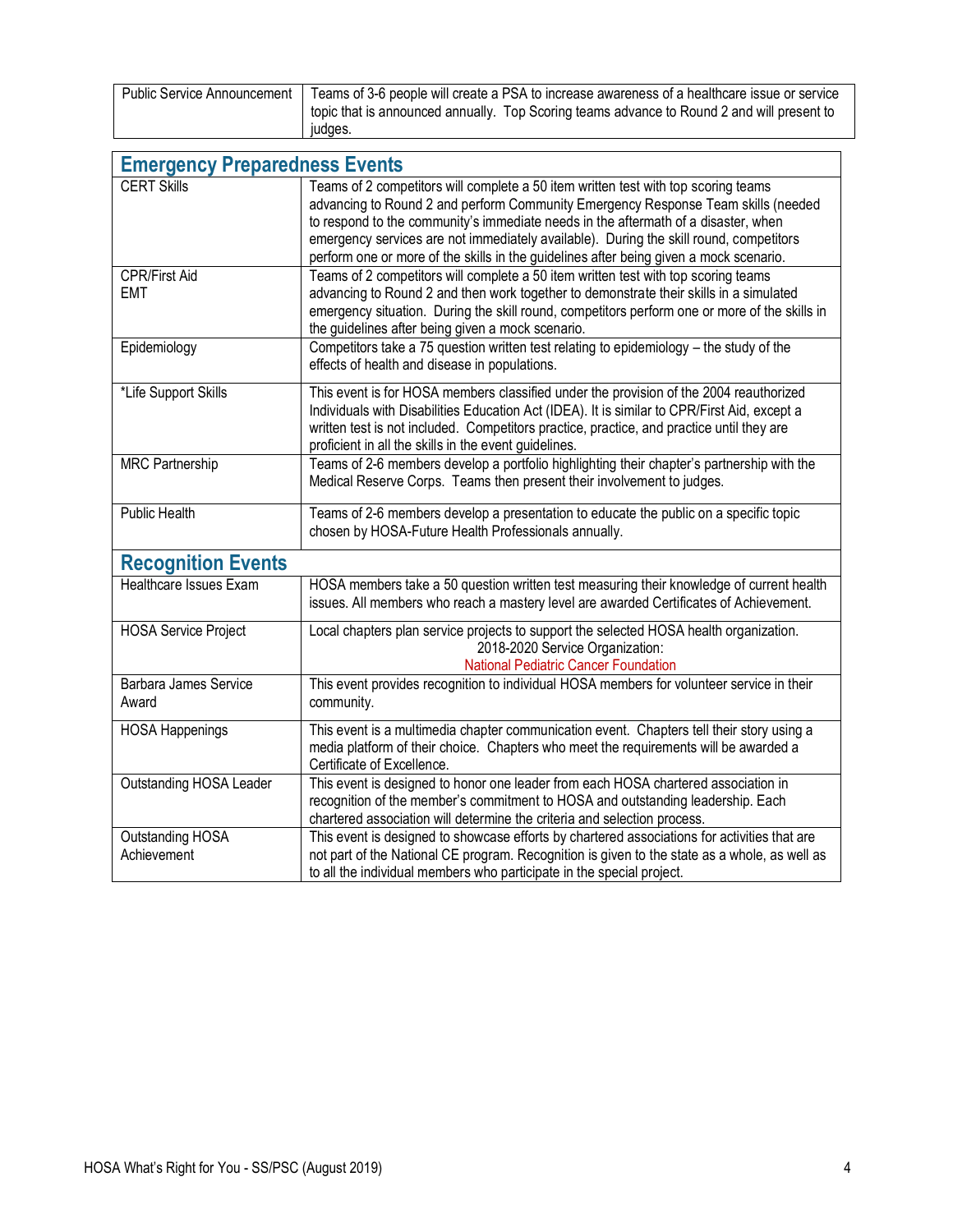| | |
|---|---|
| Public Service Announcement | Teams of 3-6 people will create a PSA to increase awareness of a healthcare issue or service topic that is announced annually. Top Scoring teams advance to Round 2 and will present to judges. |

| **Emergency Preparedness Events** | |
|---|---|
| CERT Skills | Teams of 2 competitors will complete a 50 item written test with top scoring teams advancing to Round 2 and perform Community Emergency Response Team skills (needed to respond to the community's immediate needs in the aftermath of a disaster, when emergency services are not immediately available). During the skill round, competitors perform one or more of the skills in the guidelines after being given a mock scenario. |
| CPR/First Aid<br>EMT | Teams of 2 competitors will complete a 50 item written test with top scoring teams advancing to Round 2 and then work together to demonstrate their skills in a simulated emergency situation. During the skill round, competitors perform one or more of the skills in the guidelines after being given a mock scenario. |
| Epidemiology | Competitors take a 75 question written test relating to epidemiology – the study of the effects of health and disease in populations. |
| *Life Support Skills | This event is for HOSA members classified under the provision of the 2004 reauthorized Individuals with Disabilities Education Act (IDEA). It is similar to CPR/First Aid, except a written test is not included. Competitors practice, practice, and practice until they are proficient in all the skills in the event guidelines. |
| MRC Partnership | Teams of 2-6 members develop a portfolio highlighting their chapter's partnership with the Medical Reserve Corps. Teams then present their involvement to judges. |
| Public Health | Teams of 2-6 members develop a presentation to educate the public on a specific topic chosen by HOSA-Future Health Professionals annually. |
| **Recognition Events** | |
| Healthcare Issues Exam | HOSA members take a 50 question written test measuring their knowledge of current health issues. All members who reach a mastery level are awarded Certificates of Achievement. |
| HOSA Service Project | Local chapters plan service projects to support the selected HOSA health organization.<br>2018-2020 Service Organization:<br>National Pediatric Cancer Foundation |
| Barbara James Service Award | This event provides recognition to individual HOSA members for volunteer service in their community. |
| HOSA Happenings | This event is a multimedia chapter communication event. Chapters tell their story using a media platform of their choice. Chapters who meet the requirements will be awarded a Certificate of Excellence. |
| Outstanding HOSA Leader | This event is designed to honor one leader from each HOSA chartered association in recognition of the member's commitment to HOSA and outstanding leadership. Each chartered association will determine the criteria and selection process. |
| Outstanding HOSA Achievement | This event is designed to showcase efforts by chartered associations for activities that are not part of the National CE program. Recognition is given to the state as a whole, as well as to all the individual members who participate in the special project. |